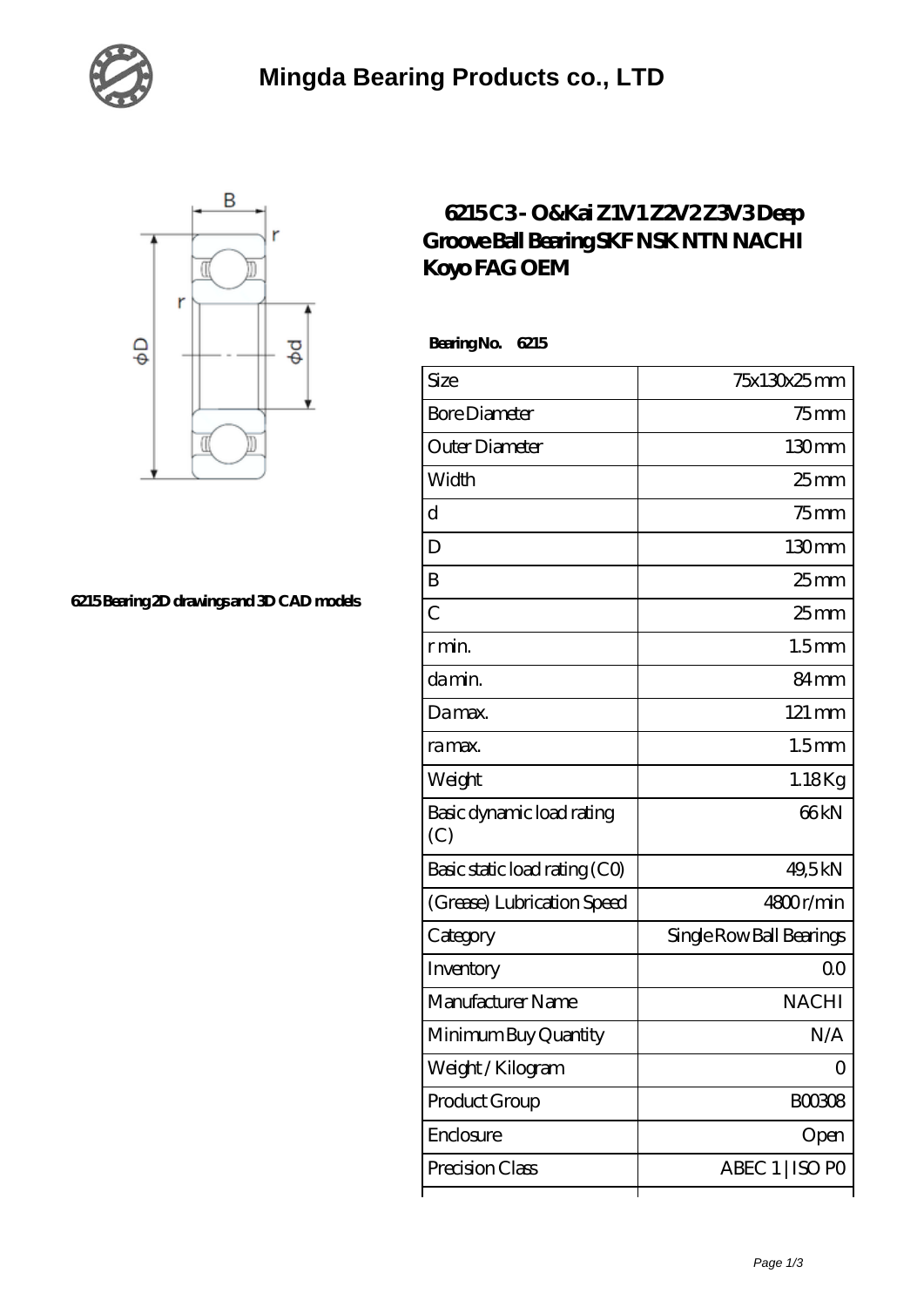# Mingda Bearing Products co., LTD

6215 Bearing 2D drawings and 3D CAD models

## 6215 C3 - O&Kai Z1V1 Z2V2 Z3V3 Deep Groove Ball Bearing SKF NSK NTN NACHI Koyo FAG OEM

**Bearing No. 6215**

| Size | 75x130x25 mm |
|---|---|
| Bore Diameter | 75 mm |
| Outer Diameter | 130 mm |
| Width | 25 mm |
| d | 75 mm |
| D | 130 mm |
| B | 25 mm |
| C | 25 mm |
| r min. | 1.5 mm |
| da min. | 84 mm |
| Da max. | 121 mm |
| ra max. | 1.5 mm |
| Weight | 1.18 Kg |
| Basic dynamic load rating (C) | 66 kN |
| Basic static load rating (C0) | 49,5 kN |
| (Grease) Lubrication Speed | 4800 r/min |
| Category | Single Row Ball Bearings |
| Inventory | 0.0 |
| Manufacturer Name | NACHI |
| Minimum Buy Quantity | N/A |
| Weight / Kilogram | 0 |
| Product Group | B00308 |
| Enclosure | Open |
| Precision Class | ABEC 1 \| ISO P0 |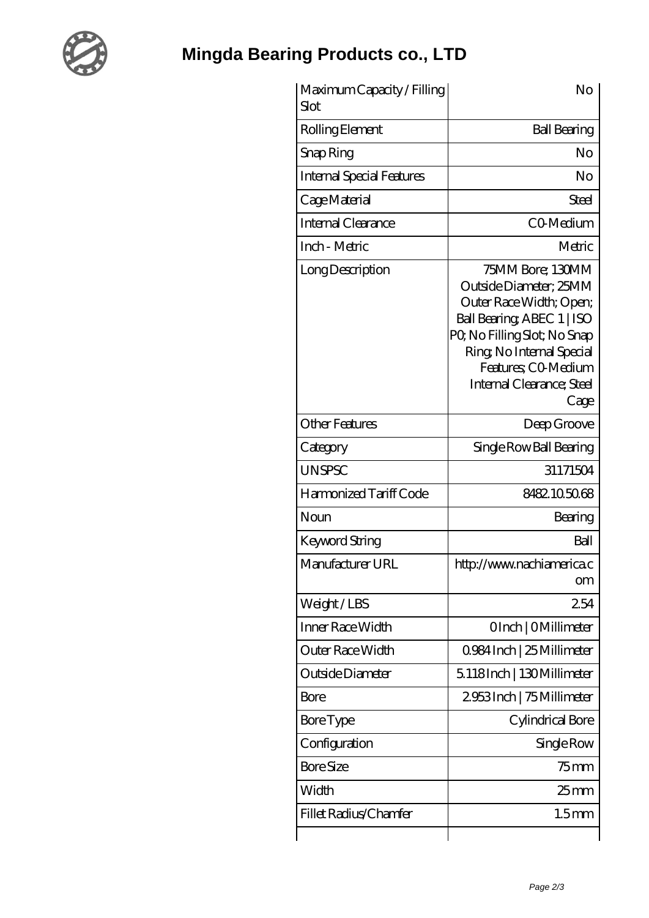# Mingda Bearing Products co., LTD

| Maximum Capacity / Filling Slot | No |
| --- | --- |
| Rolling Element | Ball Bearing |
| Snap Ring | No |
| Internal Special Features | No |
| Cage Material | Steel |
| Internal Clearance | C0-Medium |
| Inch - Metric | Metric |
| Long Description | 75MM Bore; 130MM Outside Diameter; 25MM Outer Race Width; Open; Ball Bearing; ABEC 1 \| ISO P0; No Filling Slot; No Snap Ring; No Internal Special Features; C0-Medium Internal Clearance; Steel Cage |
| Other Features | Deep Groove |
| Category | Single Row Ball Bearing |
| UNSPSC | 31171504 |
| Harmonized Tariff Code | 8482.10.50.68 |
| Noun | Bearing |
| Keyword String | Ball |
| Manufacturer URL | http://www.nachiamerica.com |
| Weight / LBS | 2.54 |
| Inner Race Width | 0 Inch \| 0 Millimeter |
| Outer Race Width | 0.984 Inch \| 25 Millimeter |
| Outside Diameter | 5.118 Inch \| 130 Millimeter |
| Bore | 2.953 Inch \| 75 Millimeter |
| Bore Type | Cylindrical Bore |
| Configuration | Single Row |
| Bore Size | 75 mm |
| Width | 25 mm |
| Fillet Radius/Chamfer | 1.5 mm |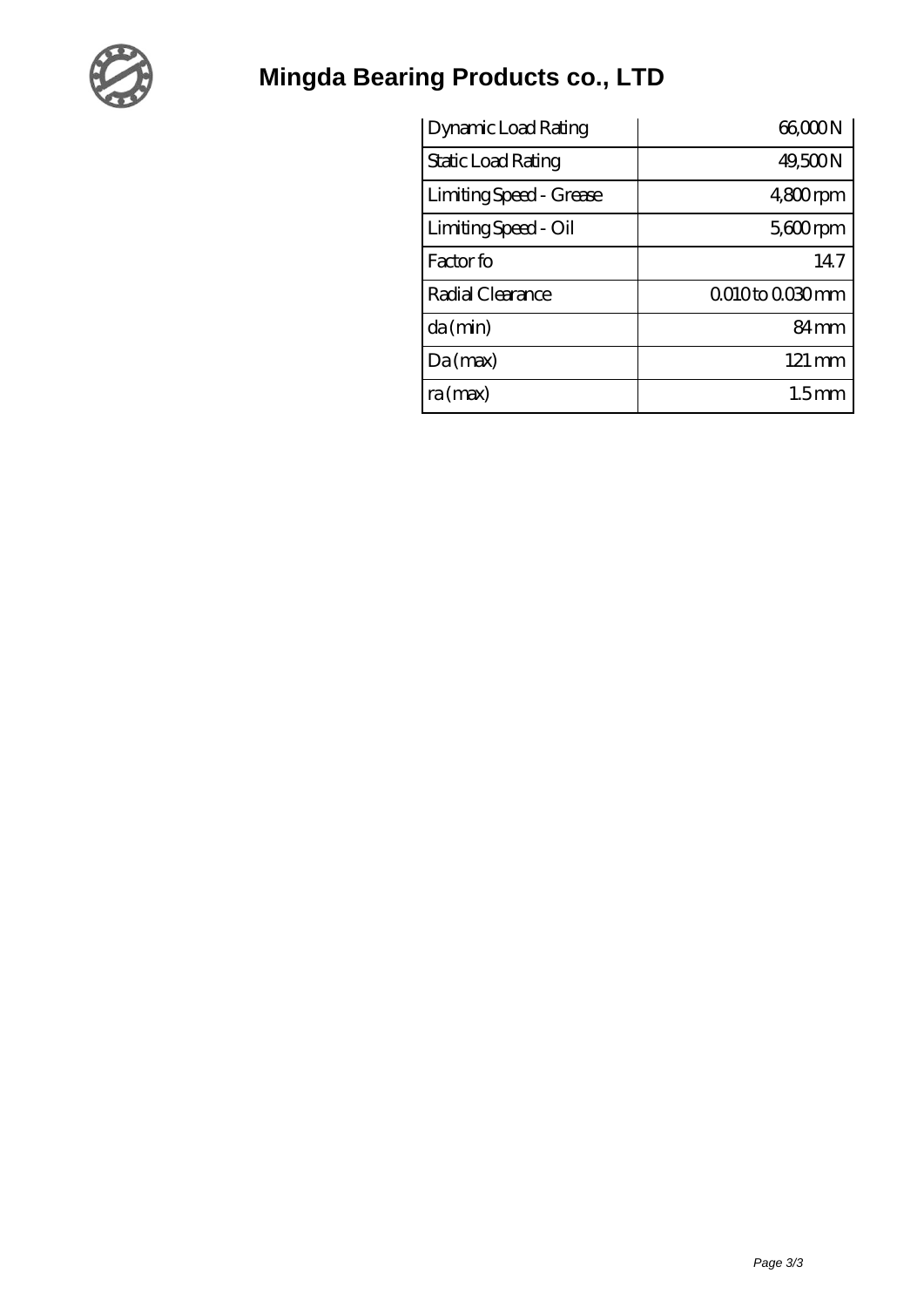| | |
|---|---|
| Dynamic Load Rating | 66,000 N |
| Static Load Rating | 49,500 N |
| Limiting Speed - Grease | 4,800 rpm |
| Limiting Speed - Oil | 5,600 rpm |
| Factor fo | 14.7 |
| Radial Clearance | 0.010 to 0.030 mm |
| da (min) | 84 mm |
| Da (max) | 121 mm |
| ra (max) | 1.5 mm |